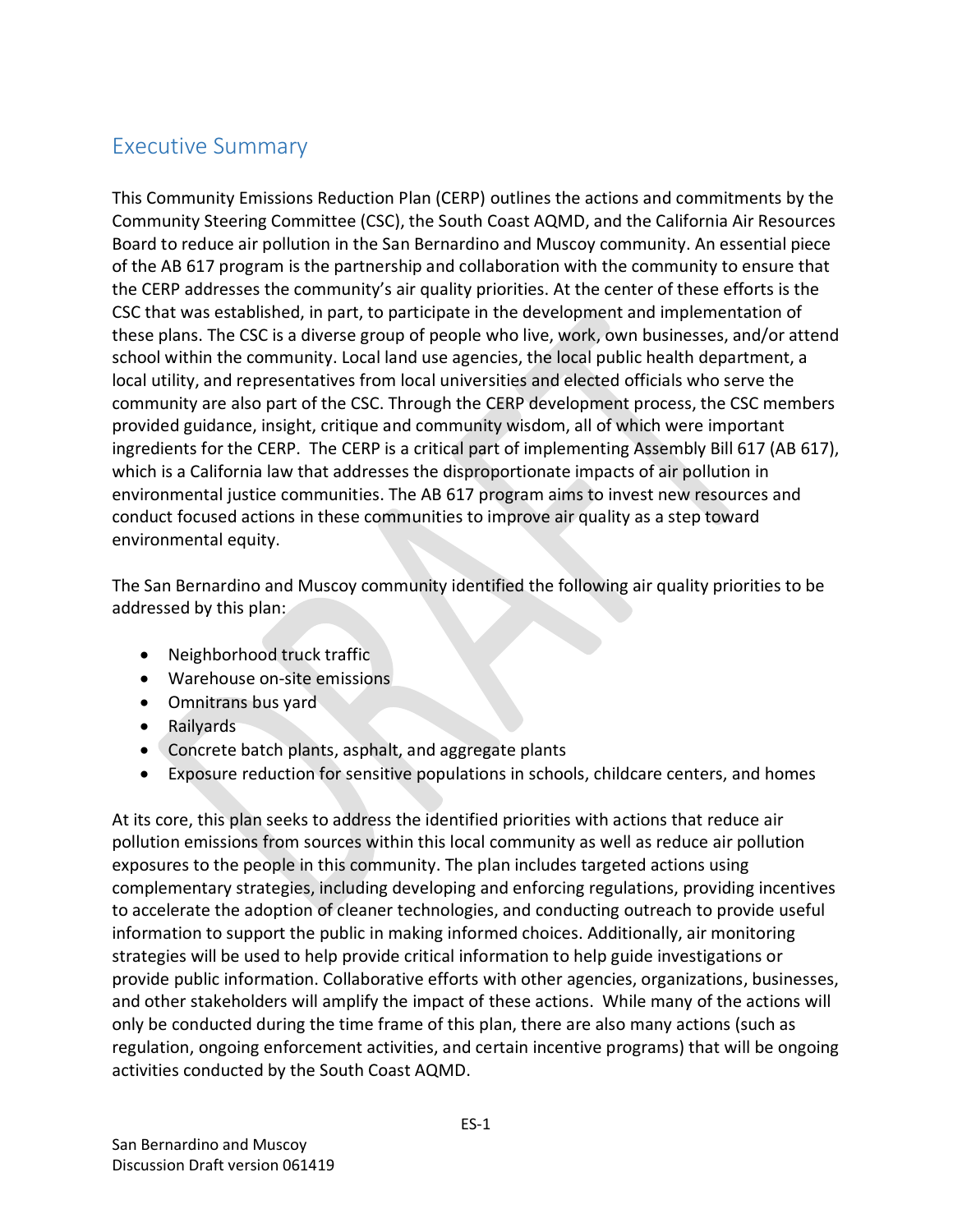## Executive Summary

This Community Emissions Reduction Plan (CERP) outlines the actions and commitments by the Community Steering Committee (CSC), the South Coast AQMD, and the California Air Resources Board to reduce air pollution in the San Bernardino and Muscoy community. An essential piece of the AB 617 program is the partnership and collaboration with the community to ensure that the CERP addresses the community's air quality priorities. At the center of these efforts is the CSC that was established, in part, to participate in the development and implementation of these plans. The CSC is a diverse group of people who live, work, own businesses, and/or attend school within the community. Local land use agencies, the local public health department, a local utility, and representatives from local universities and elected officials who serve the community are also part of the CSC. Through the CERP development process, the CSC members provided guidance, insight, critique and community wisdom, all of which were important ingredients for the CERP. The CERP is a critical part of implementing Assembly Bill 617 (AB 617), which is a California law that addresses the disproportionate impacts of air pollution in environmental justice communities. The AB 617 program aims to invest new resources and conduct focused actions in these communities to improve air quality as a step toward environmental equity.

The San Bernardino and Muscoy community identified the following air quality priorities to be addressed by this plan:

- Neighborhood truck traffic
- Warehouse on-site emissions
- Omnitrans bus yard
- Railyards
- Concrete batch plants, asphalt, and aggregate plants
- Exposure reduction for sensitive populations in schools, childcare centers, and homes

At its core, this plan seeks to address the identified priorities with actions that reduce air pollution emissions from sources within this local community as well as reduce air pollution exposures to the people in this community. The plan includes targeted actions using complementary strategies, including developing and enforcing regulations, providing incentives to accelerate the adoption of cleaner technologies, and conducting outreach to provide useful information to support the public in making informed choices. Additionally, air monitoring strategies will be used to help provide critical information to help guide investigations or provide public information. Collaborative efforts with other agencies, organizations, businesses, and other stakeholders will amplify the impact of these actions. While many of the actions will only be conducted during the time frame of this plan, there are also many actions (such as regulation, ongoing enforcement activities, and certain incentive programs) that will be ongoing activities conducted by the South Coast AQMD.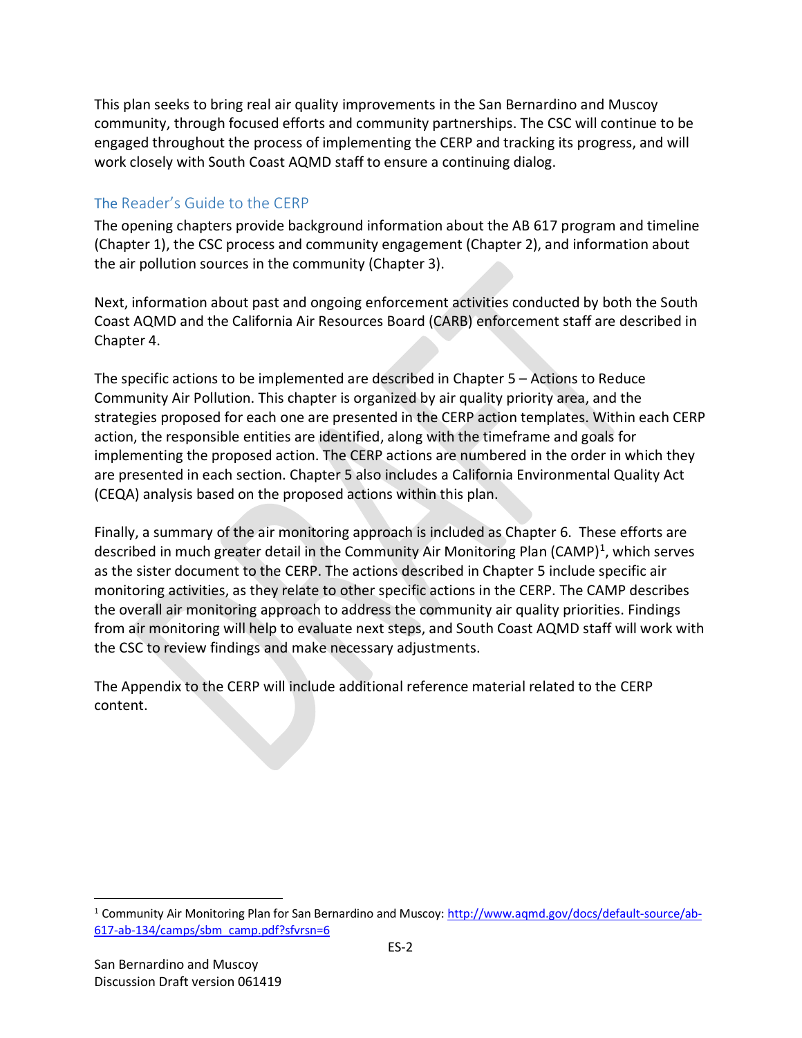This plan seeks to bring real air quality improvements in the San Bernardino and Muscoy community, through focused efforts and community partnerships. The CSC will continue to be engaged throughout the process of implementing the CERP and tracking its progress, and will work closely with South Coast AQMD staff to ensure a continuing dialog.

## The Reader's Guide to the CERP

The opening chapters provide background information about the AB 617 program and timeline (Chapter 1), the CSC process and community engagement (Chapter 2), and information about the air pollution sources in the community (Chapter 3).

Next, information about past and ongoing enforcement activities conducted by both the South Coast AQMD and the California Air Resources Board (CARB) enforcement staff are described in Chapter 4.

The specific actions to be implemented are described in Chapter 5 – Actions to Reduce Community Air Pollution. This chapter is organized by air quality priority area, and the strategies proposed for each one are presented in the CERP action templates. Within each CERP action, the responsible entities are identified, along with the timeframe and goals for implementing the proposed action. The CERP actions are numbered in the order in which they are presented in each section. Chapter 5 also includes a California Environmental Quality Act (CEQA) analysis based on the proposed actions within this plan.

Finally, a summary of the air monitoring approach is included as Chapter 6. These efforts are described in much greater detail in the Community Air Monitoring Plan (CAMP)[1], which serves as the sister document to the CERP. The actions described in Chapter 5 include specific air monitoring activities, as they relate to other specific actions in the CERP. The CAMP describes the overall air monitoring approach to address the community air quality priorities. Findings from air monitoring will help to evaluate next steps, and South Coast AQMD staff will work with the CSC to review findings and make necessary adjustments.

The Appendix to the CERP will include additional reference material related to the CERP content.

---

[1] Community Air Monitoring Plan for San Bernardino and Muscoy: http://www.aqmd.gov/docs/default-source/ab-617-ab-134/camps/sbm_camp.pdf?sfvrsn=6